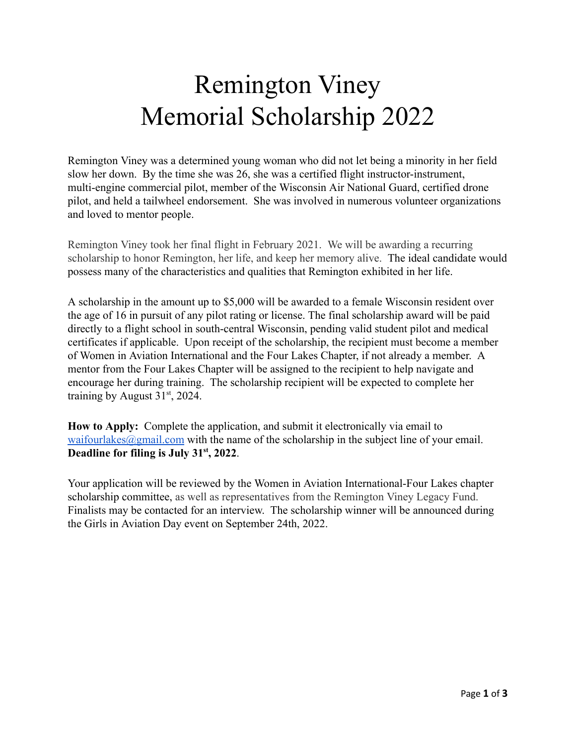# Remington Viney Memorial Scholarship 2022

Remington Viney was a determined young woman who did not let being a minority in her field slow her down. By the time she was 26, she was a certified flight instructor-instrument, multi-engine commercial pilot, member of the Wisconsin Air National Guard, certified drone pilot, and held a tailwheel endorsement. She was involved in numerous volunteer organizations and loved to mentor people.

Remington Viney took her final flight in February 2021. We will be awarding a recurring scholarship to honor Remington, her life, and keep her memory alive. The ideal candidate would possess many of the characteristics and qualities that Remington exhibited in her life.

A scholarship in the amount up to $5,000 will be awarded to a female Wisconsin resident over the age of 16 in pursuit of any pilot rating or license. The final scholarship award will be paid directly to a flight school in south-central Wisconsin, pending valid student pilot and medical certificates if applicable. Upon receipt of the scholarship, the recipient must become a member of Women in Aviation International and the Four Lakes Chapter, if not already a member. A mentor from the Four Lakes Chapter will be assigned to the recipient to help navigate and encourage her during training. The scholarship recipient will be expected to complete her training by August 31st, 2024.

**How to Apply:** Complete the application, and submit it electronically via email to waifourlakes@gmail.com with the name of the scholarship in the subject line of your email. **Deadline for filing is July 31st, 2022**.

Your application will be reviewed by the Women in Aviation International-Four Lakes chapter scholarship committee, as well as representatives from the Remington Viney Legacy Fund. Finalists may be contacted for an interview. The scholarship winner will be announced during the Girls in Aviation Day event on September 24th, 2022.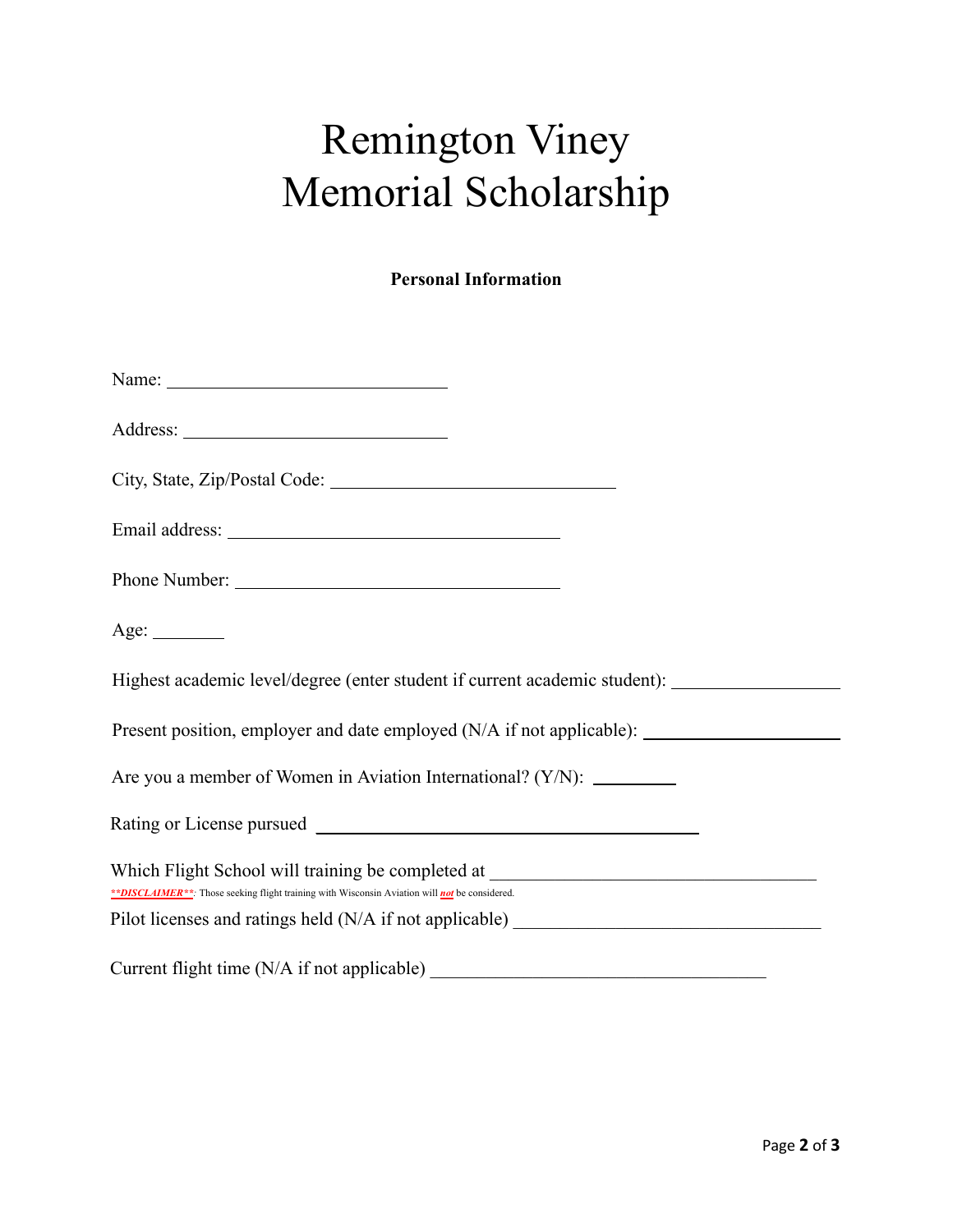# Remington Viney Memorial Scholarship

**Personal Information**

Name: ______________________________

Address: ____________________________

City, State, Zip/Postal Code: ______________________________

Email address: ____________________________________

Phone Number: ____________________________________

Age: ________

Highest academic level/degree (enter student if current academic student): __________________

Present position, employer and date employed (N/A if not applicable): ____________________

Are you a member of Women in Aviation International? (Y/N): _________

Rating or License pursued __________________________________________

Which Flight School will training be completed at ____________________________________

***\*\*DISCLAIMER\*\**:** Those seeking flight training with Wisconsin Aviation will ***not*** be considered.

Pilot licenses and ratings held (N/A if not applicable) __________________________________

Current flight time (N/A if not applicable) _____________________________________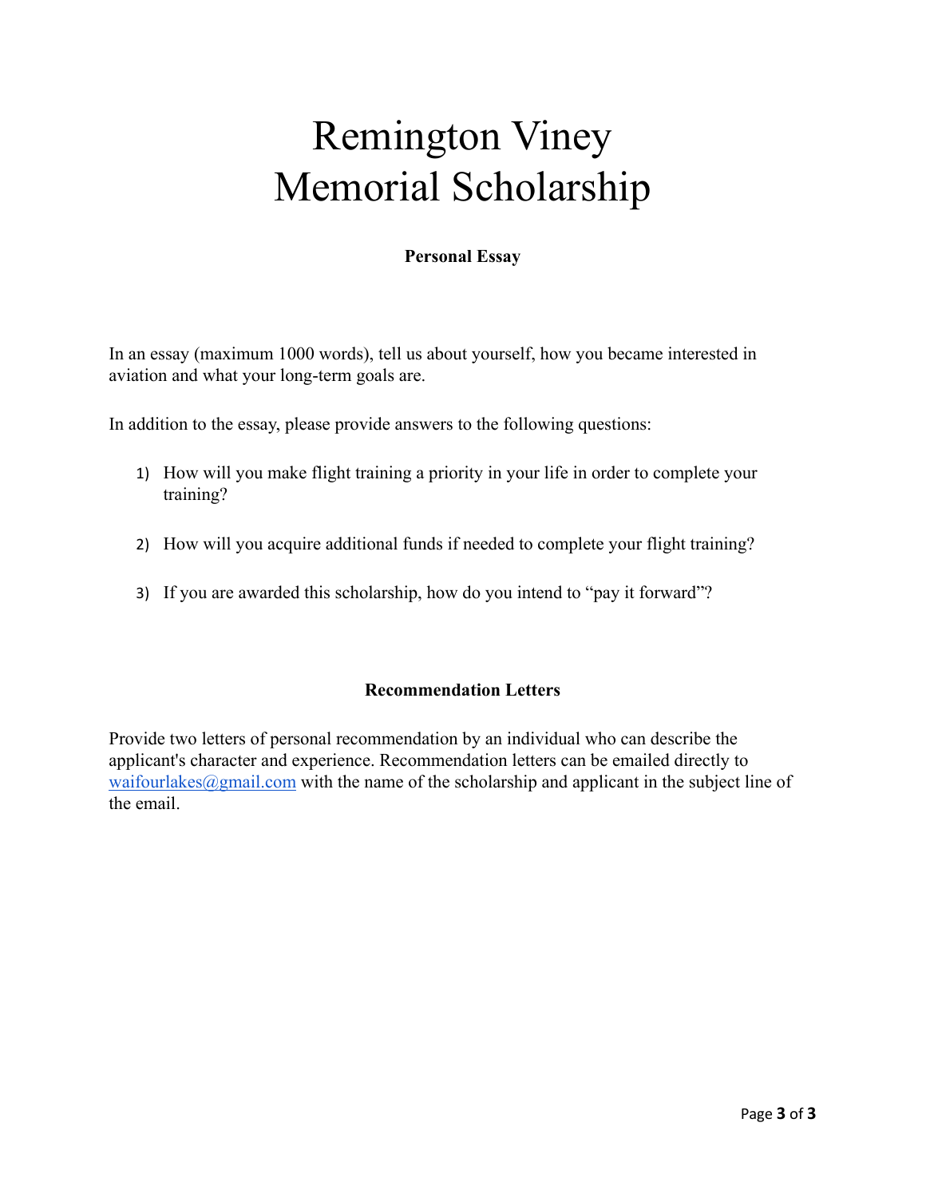# Remington Viney Memorial Scholarship

**Personal Essay**

In an essay (maximum 1000 words), tell us about yourself, how you became interested in aviation and what your long-term goals are.

In addition to the essay, please provide answers to the following questions:

1) How will you make flight training a priority in your life in order to complete your training?
2) How will you acquire additional funds if needed to complete your flight training?
3) If you are awarded this scholarship, how do you intend to "pay it forward"?

**Recommendation Letters**

Provide two letters of personal recommendation by an individual who can describe the applicant's character and experience. Recommendation letters can be emailed directly to waifourlakes@gmail.com with the name of the scholarship and applicant in the subject line of the email.